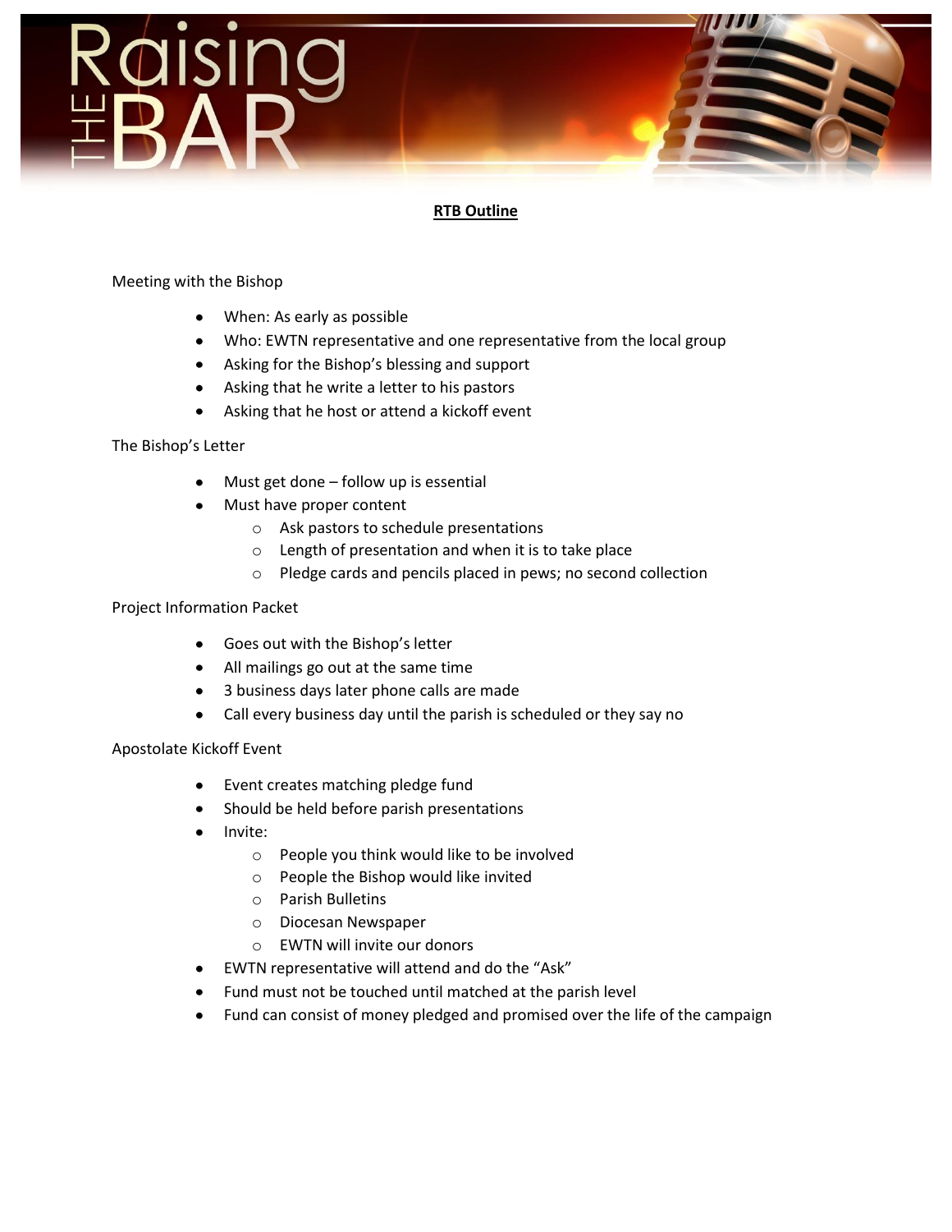# Raising THE BAR

## RTB Outline

Meeting with the Bishop

- When: As early as possible
- Who: EWTN representative and one representative from the local group
- Asking for the Bishop's blessing and support
- Asking that he write a letter to his pastors
- Asking that he host or attend a kickoff event

The Bishop's Letter

- Must get done – follow up is essential
- Must have proper content
  - Ask pastors to schedule presentations
  - Length of presentation and when it is to take place
  - Pledge cards and pencils placed in pews; no second collection

Project Information Packet

- Goes out with the Bishop's letter
- All mailings go out at the same time
- 3 business days later phone calls are made
- Call every business day until the parish is scheduled or they say no

Apostolate Kickoff Event

- Event creates matching pledge fund
- Should be held before parish presentations
- Invite:
  - People you think would like to be involved
  - People the Bishop would like invited
  - Parish Bulletins
  - Diocesan Newspaper
  - EWTN will invite our donors
- EWTN representative will attend and do the "Ask"
- Fund must not be touched until matched at the parish level
- Fund can consist of money pledged and promised over the life of the campaign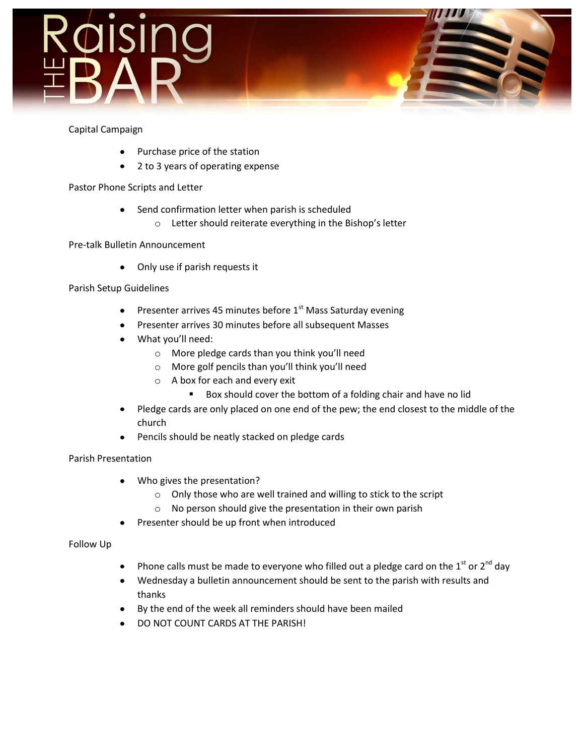# Raising THE BAR

Capital Campaign

- Purchase price of the station
- 2 to 3 years of operating expense

Pastor Phone Scripts and Letter

- Send confirmation letter when parish is scheduled
  - Letter should reiterate everything in the Bishop's letter

Pre-talk Bulletin Announcement

- Only use if parish requests it

Parish Setup Guidelines

- Presenter arrives 45 minutes before 1st Mass Saturday evening
- Presenter arrives 30 minutes before all subsequent Masses
- What you'll need:
  - More pledge cards than you think you'll need
  - More golf pencils than you'll think you'll need
  - A box for each and every exit
    - Box should cover the bottom of a folding chair and have no lid
- Pledge cards are only placed on one end of the pew; the end closest to the middle of the church
- Pencils should be neatly stacked on pledge cards

Parish Presentation

- Who gives the presentation?
  - Only those who are well trained and willing to stick to the script
  - No person should give the presentation in their own parish
- Presenter should be up front when introduced

Follow Up

- Phone calls must be made to everyone who filled out a pledge card on the 1st or 2nd day
- Wednesday a bulletin announcement should be sent to the parish with results and thanks
- By the end of the week all reminders should have been mailed
- DO NOT COUNT CARDS AT THE PARISH!